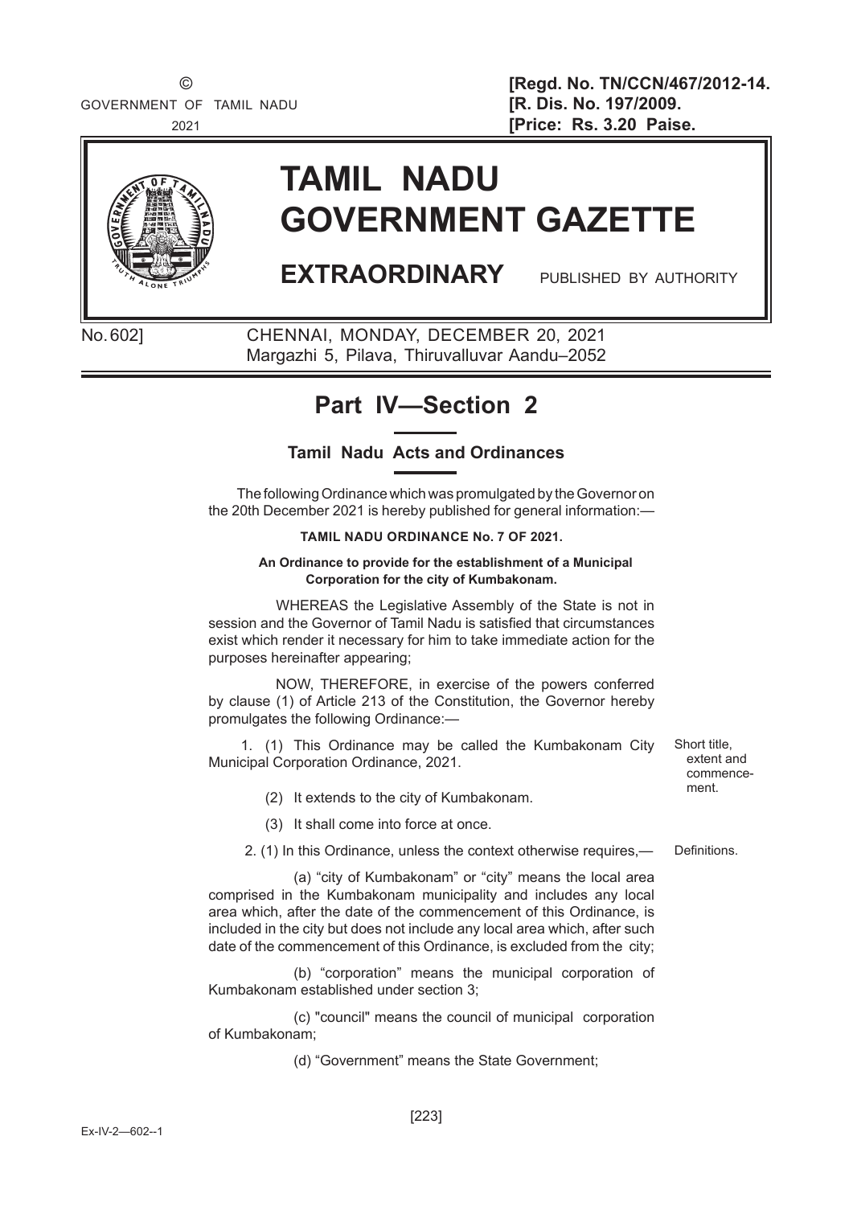© GOVERNMENT OF TAMIL NADU 2021

**[Regd. No. TN/CCN/467/2012-14.**
**[R. Dis. No. 197/2009.**
**[Price: Rs. 3.20 Paise.**

# TAMIL NADU GOVERNMENT GAZETTE

**EXTRAORDINARY** PUBLISHED BY AUTHORITY

No. 602] CHENNAI, MONDAY, DECEMBER 20, 2021
Margazhi 5, Pilava, Thiruvalluvar Aandu–2052

## Part IV—Section 2

### Tamil Nadu Acts and Ordinances

The following Ordinance which was promulgated by the Governor on the 20th December 2021 is hereby published for general information:—

**TAMIL NADU ORDINANCE No. 7 OF 2021.**

**An Ordinance to provide for the establishment of a Municipal Corporation for the city of Kumbakonam.**

WHEREAS the Legislative Assembly of the State is not in session and the Governor of Tamil Nadu is satisfied that circumstances exist which render it necessary for him to take immediate action for the purposes hereinafter appearing;

NOW, THEREFORE, in exercise of the powers conferred by clause (1) of Article 213 of the Constitution, the Governor hereby promulgates the following Ordinance:—

*Short title, extent and commencement.*

1. (1) This Ordinance may be called the Kumbakonam City Municipal Corporation Ordinance, 2021.

(2) It extends to the city of Kumbakonam.

(3) It shall come into force at once.

*Definitions.*

2. (1) In this Ordinance, unless the context otherwise requires,—

(a) "city of Kumbakonam" or "city" means the local area comprised in the Kumbakonam municipality and includes any local area which, after the date of the commencement of this Ordinance, is included in the city but does not include any local area which, after such date of the commencement of this Ordinance, is excluded from the city;

(b) "corporation" means the municipal corporation of Kumbakonam established under section 3;

(c) "council" means the council of municipal corporation of Kumbakonam;

(d) "Government" means the State Government;

Ex-IV-2—602--1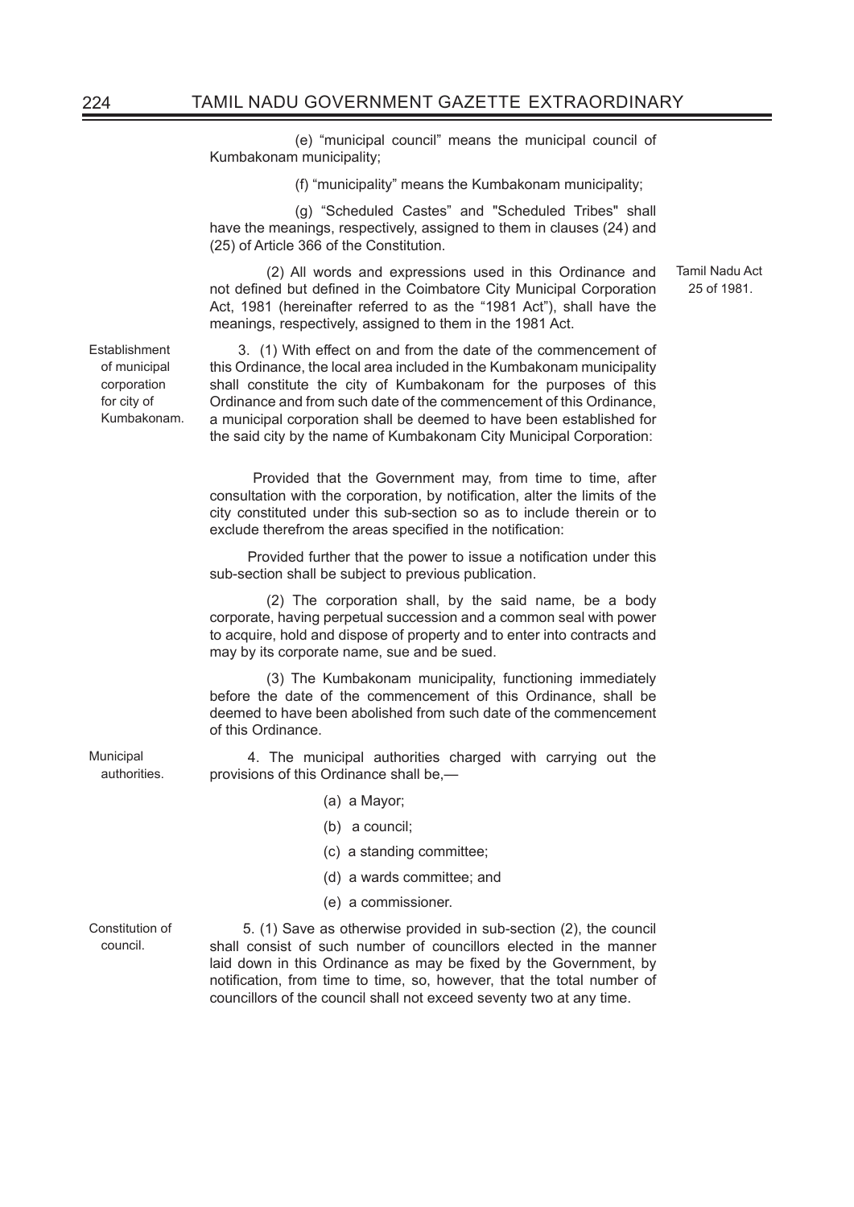(e) "municipal council" means the municipal council of Kumbakonam municipality;

(f) "municipality" means the Kumbakonam municipality;

(g) "Scheduled Castes" and "Scheduled Tribes" shall have the meanings, respectively, assigned to them in clauses (24) and (25) of Article 366 of the Constitution.

(2) All words and expressions used in this Ordinance and not defined but defined in the Coimbatore City Municipal Corporation Act, 1981 (hereinafter referred to as the "1981 Act"), shall have the meanings, respectively, assigned to them in the 1981 Act. *(Tamil Nadu Act 25 of 1981.)*

**Establishment of municipal corporation for city of Kumbakonam.**

3. (1) With effect on and from the date of the commencement of this Ordinance, the local area included in the Kumbakonam municipality shall constitute the city of Kumbakonam for the purposes of this Ordinance and from such date of the commencement of this Ordinance, a municipal corporation shall be deemed to have been established for the said city by the name of Kumbakonam City Municipal Corporation:

Provided that the Government may, from time to time, after consultation with the corporation, by notification, alter the limits of the city constituted under this sub-section so as to include therein or to exclude therefrom the areas specified in the notification:

Provided further that the power to issue a notification under this sub-section shall be subject to previous publication.

(2) The corporation shall, by the said name, be a body corporate, having perpetual succession and a common seal with power to acquire, hold and dispose of property and to enter into contracts and may by its corporate name, sue and be sued.

(3) The Kumbakonam municipality, functioning immediately before the date of the commencement of this Ordinance, shall be deemed to have been abolished from such date of the commencement of this Ordinance.

**Municipal authorities.**

4. The municipal authorities charged with carrying out the provisions of this Ordinance shall be,—

(a) a Mayor;

(b) a council;

(c) a standing committee;

(d) a wards committee; and

(e) a commissioner.

**Constitution of council.**

5. (1) Save as otherwise provided in sub-section (2), the council shall consist of such number of councillors elected in the manner laid down in this Ordinance as may be fixed by the Government, by notification, from time to time, so, however, that the total number of councillors of the council shall not exceed seventy two at any time.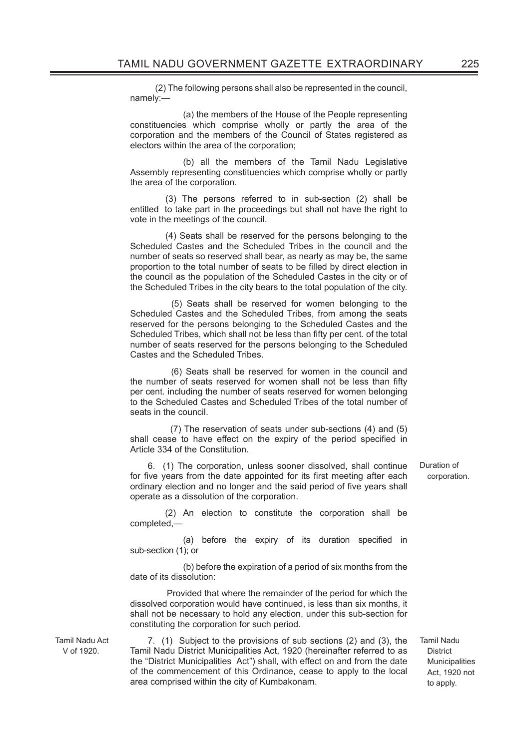(2) The following persons shall also be represented in the council, namely:—

(a) the members of the House of the People representing constituencies which comprise wholly or partly the area of the corporation and the members of the Council of States registered as electors within the area of the corporation;

(b) all the members of the Tamil Nadu Legislative Assembly representing constituencies which comprise wholly or partly the area of the corporation.

(3) The persons referred to in sub-section (2) shall be entitled to take part in the proceedings but shall not have the right to vote in the meetings of the council.

(4) Seats shall be reserved for the persons belonging to the Scheduled Castes and the Scheduled Tribes in the council and the number of seats so reserved shall bear, as nearly as may be, the same proportion to the total number of seats to be filled by direct election in the council as the population of the Scheduled Castes in the city or of the Scheduled Tribes in the city bears to the total population of the city.

(5) Seats shall be reserved for women belonging to the Scheduled Castes and the Scheduled Tribes, from among the seats reserved for the persons belonging to the Scheduled Castes and the Scheduled Tribes, which shall not be less than fifty per cent. of the total number of seats reserved for the persons belonging to the Scheduled Castes and the Scheduled Tribes.

(6) Seats shall be reserved for women in the council and the number of seats reserved for women shall not be less than fifty per cent. including the number of seats reserved for women belonging to the Scheduled Castes and Scheduled Tribes of the total number of seats in the council.

(7) The reservation of seats under sub-sections (4) and (5) shall cease to have effect on the expiry of the period specified in Article 334 of the Constitution.

Duration of corporation.

6. (1) The corporation, unless sooner dissolved, shall continue for five years from the date appointed for its first meeting after each ordinary election and no longer and the said period of five years shall operate as a dissolution of the corporation.

(2) An election to constitute the corporation shall be completed,—

(a) before the expiry of its duration specified in sub-section (1); or

(b) before the expiration of a period of six months from the date of its dissolution:

Provided that where the remainder of the period for which the dissolved corporation would have continued, is less than six months, it shall not be necessary to hold any election, under this sub-section for constituting the corporation for such period.

Tamil Nadu Act V of 1920.

Tamil Nadu District Municipalities Act, 1920 not to apply.

7. (1) Subject to the provisions of sub sections (2) and (3), the Tamil Nadu District Municipalities Act, 1920 (hereinafter referred to as the "District Municipalities Act") shall, with effect on and from the date of the commencement of this Ordinance, cease to apply to the local area comprised within the city of Kumbakonam.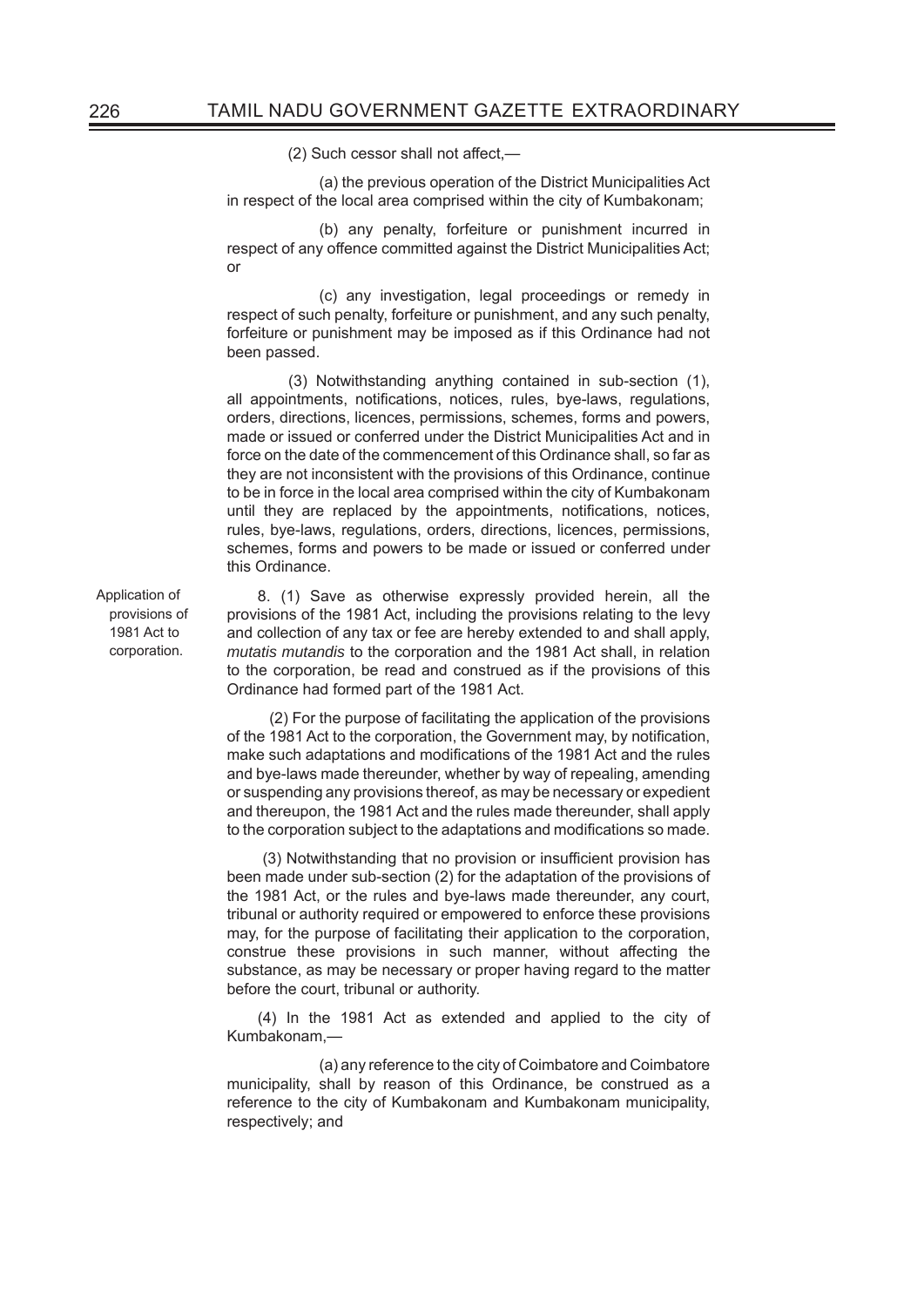(2) Such cessor shall not affect,—

(a) the previous operation of the District Municipalities Act in respect of the local area comprised within the city of Kumbakonam;

(b) any penalty, forfeiture or punishment incurred in respect of any offence committed against the District Municipalities Act; or

(c) any investigation, legal proceedings or remedy in respect of such penalty, forfeiture or punishment, and any such penalty, forfeiture or punishment may be imposed as if this Ordinance had not been passed.

(3) Notwithstanding anything contained in sub-section (1), all appointments, notifications, notices, rules, bye-laws, regulations, orders, directions, licences, permissions, schemes, forms and powers, made or issued or conferred under the District Municipalities Act and in force on the date of the commencement of this Ordinance shall, so far as they are not inconsistent with the provisions of this Ordinance, continue to be in force in the local area comprised within the city of Kumbakonam until they are replaced by the appointments, notifications, notices, rules, bye-laws, regulations, orders, directions, licences, permissions, schemes, forms and powers to be made or issued or conferred under this Ordinance.

Application of provisions of 1981 Act to corporation.

8. (1) Save as otherwise expressly provided herein, all the provisions of the 1981 Act, including the provisions relating to the levy and collection of any tax or fee are hereby extended to and shall apply, *mutatis mutandis* to the corporation and the 1981 Act shall, in relation to the corporation, be read and construed as if the provisions of this Ordinance had formed part of the 1981 Act.

(2) For the purpose of facilitating the application of the provisions of the 1981 Act to the corporation, the Government may, by notification, make such adaptations and modifications of the 1981 Act and the rules and bye-laws made thereunder, whether by way of repealing, amending or suspending any provisions thereof, as may be necessary or expedient and thereupon, the 1981 Act and the rules made thereunder, shall apply to the corporation subject to the adaptations and modifications so made.

(3) Notwithstanding that no provision or insufficient provision has been made under sub-section (2) for the adaptation of the provisions of the 1981 Act, or the rules and bye-laws made thereunder, any court, tribunal or authority required or empowered to enforce these provisions may, for the purpose of facilitating their application to the corporation, construe these provisions in such manner, without affecting the substance, as may be necessary or proper having regard to the matter before the court, tribunal or authority.

(4) In the 1981 Act as extended and applied to the city of Kumbakonam,—

(a) any reference to the city of Coimbatore and Coimbatore municipality, shall by reason of this Ordinance, be construed as a reference to the city of Kumbakonam and Kumbakonam municipality, respectively; and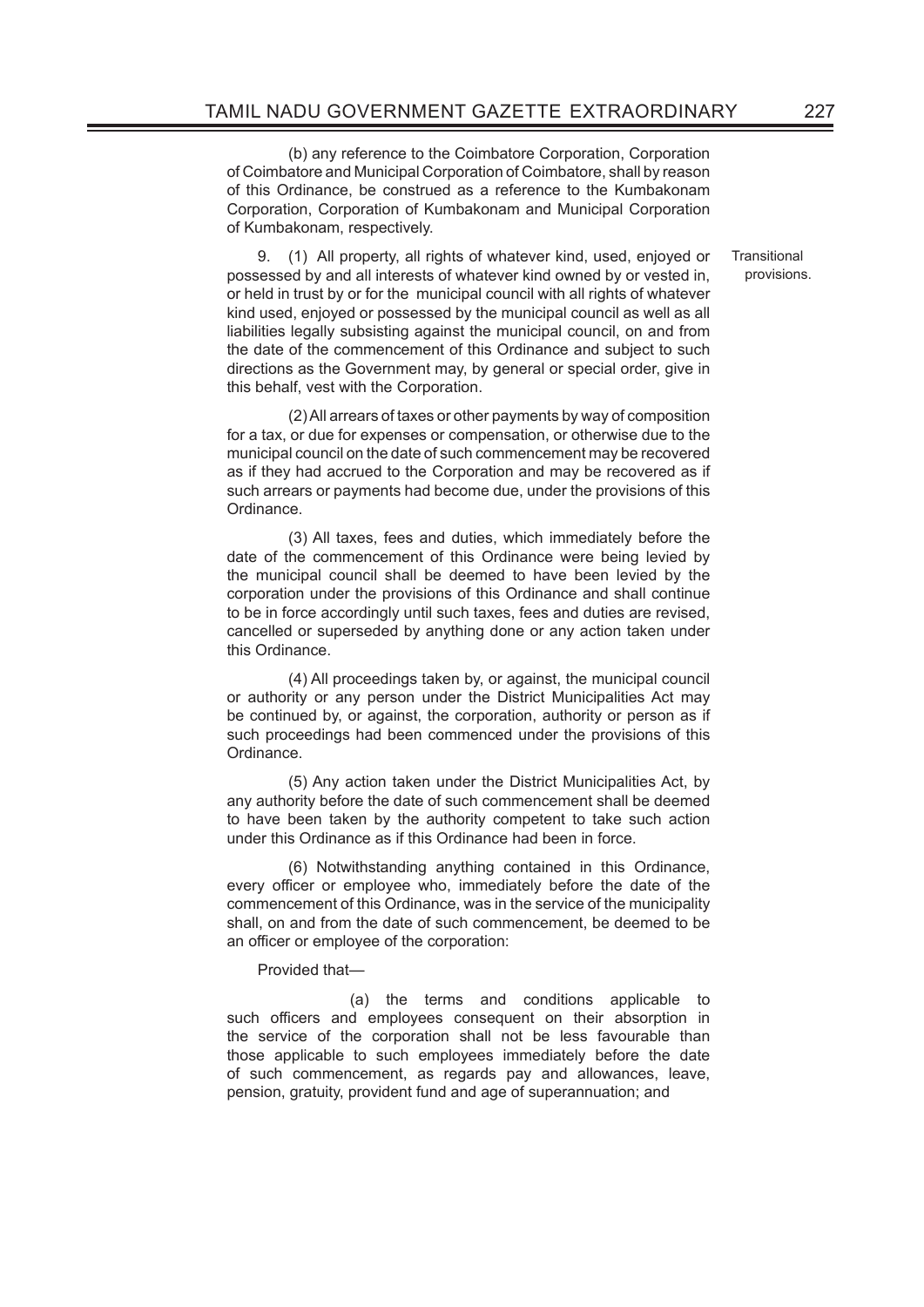(b) any reference to the Coimbatore Corporation, Corporation of Coimbatore and Municipal Corporation of Coimbatore, shall by reason of this Ordinance, be construed as a reference to the Kumbakonam Corporation, Corporation of Kumbakonam and Municipal Corporation of Kumbakonam, respectively.

Transitional provisions.

9. (1) All property, all rights of whatever kind, used, enjoyed or possessed by and all interests of whatever kind owned by or vested in, or held in trust by or for the municipal council with all rights of whatever kind used, enjoyed or possessed by the municipal council as well as all liabilities legally subsisting against the municipal council, on and from the date of the commencement of this Ordinance and subject to such directions as the Government may, by general or special order, give in this behalf, vest with the Corporation.

(2) All arrears of taxes or other payments by way of composition for a tax, or due for expenses or compensation, or otherwise due to the municipal council on the date of such commencement may be recovered as if they had accrued to the Corporation and may be recovered as if such arrears or payments had become due, under the provisions of this Ordinance.

(3) All taxes, fees and duties, which immediately before the date of the commencement of this Ordinance were being levied by the municipal council shall be deemed to have been levied by the corporation under the provisions of this Ordinance and shall continue to be in force accordingly until such taxes, fees and duties are revised, cancelled or superseded by anything done or any action taken under this Ordinance.

(4) All proceedings taken by, or against, the municipal council or authority or any person under the District Municipalities Act may be continued by, or against, the corporation, authority or person as if such proceedings had been commenced under the provisions of this Ordinance.

(5) Any action taken under the District Municipalities Act, by any authority before the date of such commencement shall be deemed to have been taken by the authority competent to take such action under this Ordinance as if this Ordinance had been in force.

(6) Notwithstanding anything contained in this Ordinance, every officer or employee who, immediately before the date of the commencement of this Ordinance, was in the service of the municipality shall, on and from the date of such commencement, be deemed to be an officer or employee of the corporation:

Provided that—

(a) the terms and conditions applicable to such officers and employees consequent on their absorption in the service of the corporation shall not be less favourable than those applicable to such employees immediately before the date of such commencement, as regards pay and allowances, leave, pension, gratuity, provident fund and age of superannuation; and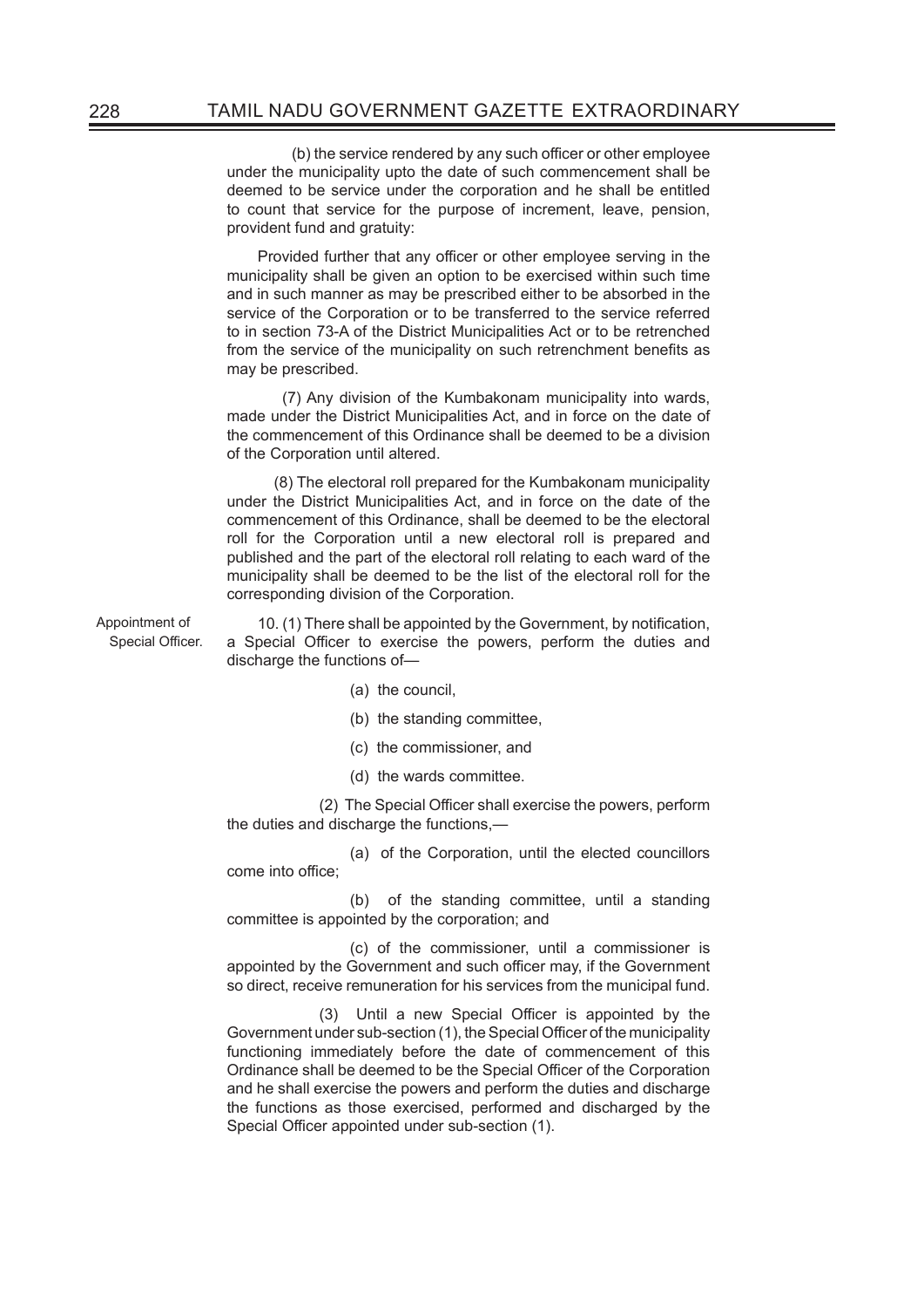(b) the service rendered by any such officer or other employee under the municipality upto the date of such commencement shall be deemed to be service under the corporation and he shall be entitled to count that service for the purpose of increment, leave, pension, provident fund and gratuity:

Provided further that any officer or other employee serving in the municipality shall be given an option to be exercised within such time and in such manner as may be prescribed either to be absorbed in the service of the Corporation or to be transferred to the service referred to in section 73-A of the District Municipalities Act or to be retrenched from the service of the municipality on such retrenchment benefits as may be prescribed.

(7) Any division of the Kumbakonam municipality into wards, made under the District Municipalities Act, and in force on the date of the commencement of this Ordinance shall be deemed to be a division of the Corporation until altered.

(8) The electoral roll prepared for the Kumbakonam municipality under the District Municipalities Act, and in force on the date of the commencement of this Ordinance, shall be deemed to be the electoral roll for the Corporation until a new electoral roll is prepared and published and the part of the electoral roll relating to each ward of the municipality shall be deemed to be the list of the electoral roll for the corresponding division of the Corporation.

Appointment of Special Officer.

10. (1) There shall be appointed by the Government, by notification, a Special Officer to exercise the powers, perform the duties and discharge the functions of—

(a) the council,

(b) the standing committee,

(c) the commissioner, and

(d) the wards committee.

(2) The Special Officer shall exercise the powers, perform the duties and discharge the functions,—

(a) of the Corporation, until the elected councillors come into office;

(b) of the standing committee, until a standing committee is appointed by the corporation; and

(c) of the commissioner, until a commissioner is appointed by the Government and such officer may, if the Government so direct, receive remuneration for his services from the municipal fund.

(3) Until a new Special Officer is appointed by the Government under sub-section (1), the Special Officer of the municipality functioning immediately before the date of commencement of this Ordinance shall be deemed to be the Special Officer of the Corporation and he shall exercise the powers and perform the duties and discharge the functions as those exercised, performed and discharged by the Special Officer appointed under sub-section (1).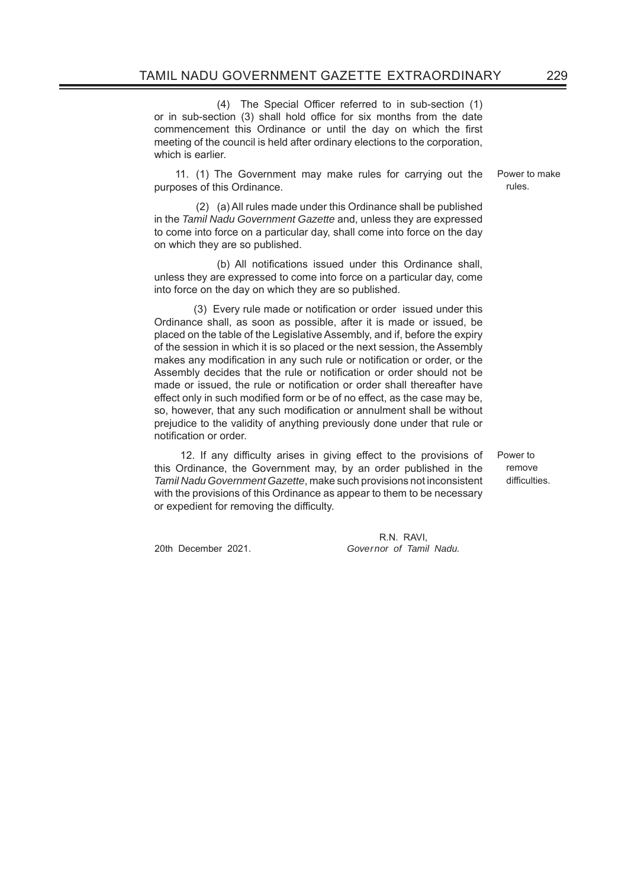(4) The Special Officer referred to in sub-section (1) or in sub-section (3) shall hold office for six months from the date commencement this Ordinance or until the day on which the first meeting of the council is held after ordinary elections to the corporation, which is earlier.

Power to make rules.

11. (1) The Government may make rules for carrying out the purposes of this Ordinance.

(2) (a) All rules made under this Ordinance shall be published in the *Tamil Nadu Government Gazette* and, unless they are expressed to come into force on a particular day, shall come into force on the day on which they are so published.

(b) All notifications issued under this Ordinance shall, unless they are expressed to come into force on a particular day, come into force on the day on which they are so published.

(3) Every rule made or notification or order issued under this Ordinance shall, as soon as possible, after it is made or issued, be placed on the table of the Legislative Assembly, and if, before the expiry of the session in which it is so placed or the next session, the Assembly makes any modification in any such rule or notification or order, or the Assembly decides that the rule or notification or order should not be made or issued, the rule or notification or order shall thereafter have effect only in such modified form or be of no effect, as the case may be, so, however, that any such modification or annulment shall be without prejudice to the validity of anything previously done under that rule or notification or order.

Power to remove difficulties.

12. If any difficulty arises in giving effect to the provisions of this Ordinance, the Government may, by an order published in the *Tamil Nadu Government Gazette*, make such provisions not inconsistent with the provisions of this Ordinance as appear to them to be necessary or expedient for removing the difficulty.

20th December 2021.

R.N. RAVI,
*Governor of Tamil Nadu.*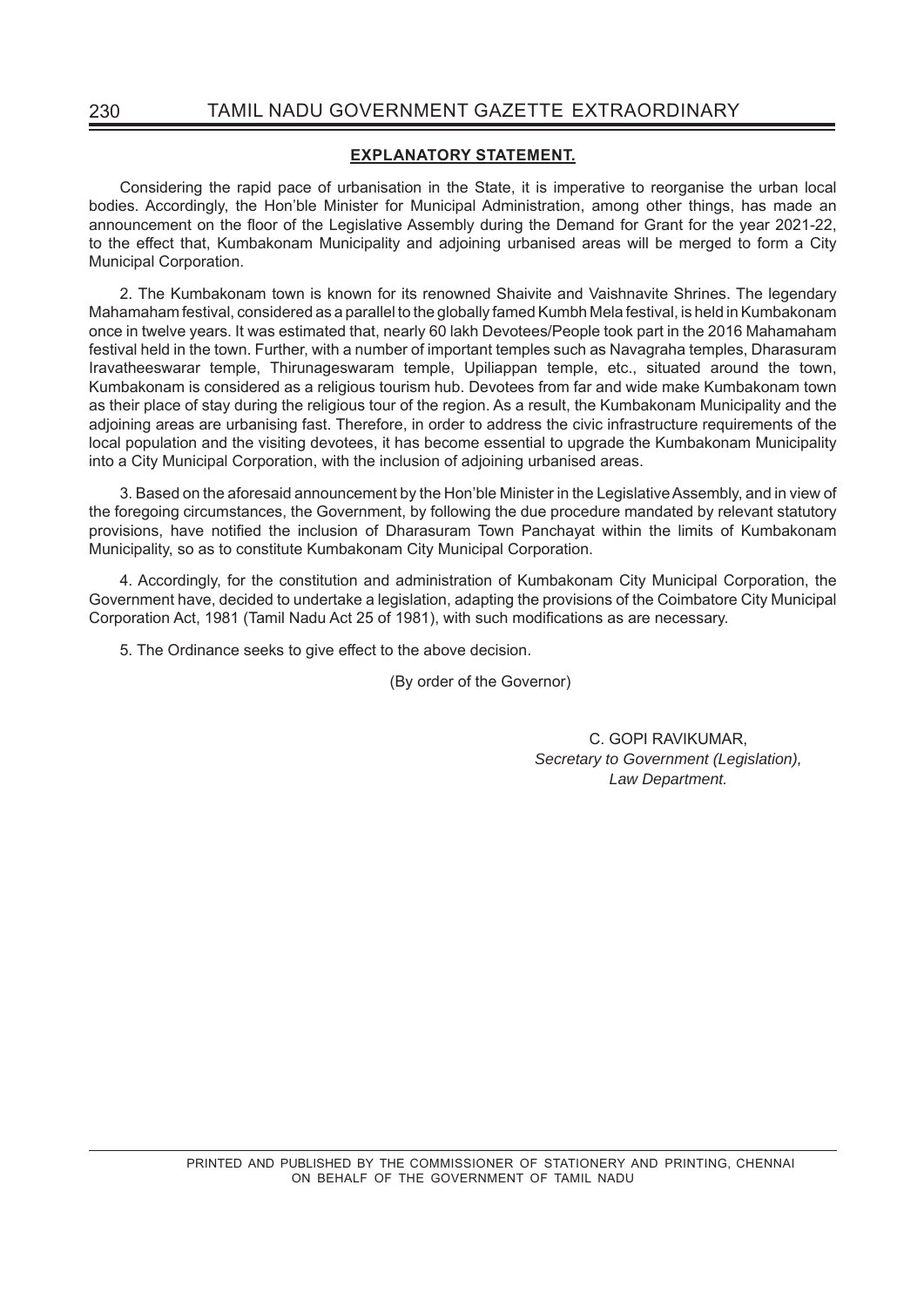## EXPLANATORY STATEMENT.

Considering the rapid pace of urbanisation in the State, it is imperative to reorganise the urban local bodies. Accordingly, the Hon'ble Minister for Municipal Administration, among other things, has made an announcement on the floor of the Legislative Assembly during the Demand for Grant for the year 2021-22, to the effect that, Kumbakonam Municipality and adjoining urbanised areas will be merged to form a City Municipal Corporation.

2. The Kumbakonam town is known for its renowned Shaivite and Vaishnavite Shrines. The legendary Mahamaham festival, considered as a parallel to the globally famed Kumbh Mela festival, is held in Kumbakonam once in twelve years. It was estimated that, nearly 60 lakh Devotees/People took part in the 2016 Mahamaham festival held in the town. Further, with a number of important temples such as Navagraha temples, Dharasuram Iravatheeswarar temple, Thirunageswaram temple, Upiliappan temple, etc., situated around the town, Kumbakonam is considered as a religious tourism hub. Devotees from far and wide make Kumbakonam town as their place of stay during the religious tour of the region. As a result, the Kumbakonam Municipality and the adjoining areas are urbanising fast. Therefore, in order to address the civic infrastructure requirements of the local population and the visiting devotees, it has become essential to upgrade the Kumbakonam Municipality into a City Municipal Corporation, with the inclusion of adjoining urbanised areas.

3. Based on the aforesaid announcement by the Hon'ble Minister in the Legislative Assembly, and in view of the foregoing circumstances, the Government, by following the due procedure mandated by relevant statutory provisions, have notified the inclusion of Dharasuram Town Panchayat within the limits of Kumbakonam Municipality, so as to constitute Kumbakonam City Municipal Corporation.

4. Accordingly, for the constitution and administration of Kumbakonam City Municipal Corporation, the Government have, decided to undertake a legislation, adapting the provisions of the Coimbatore City Municipal Corporation Act, 1981 (Tamil Nadu Act 25 of 1981), with such modifications as are necessary.

5. The Ordinance seeks to give effect to the above decision.

(By order of the Governor)

C. GOPI RAVIKUMAR,
*Secretary to Government (Legislation),*
*Law Department.*

PRINTED AND PUBLISHED BY THE COMMISSIONER OF STATIONERY AND PRINTING, CHENNAI ON BEHALF OF THE GOVERNMENT OF TAMIL NADU